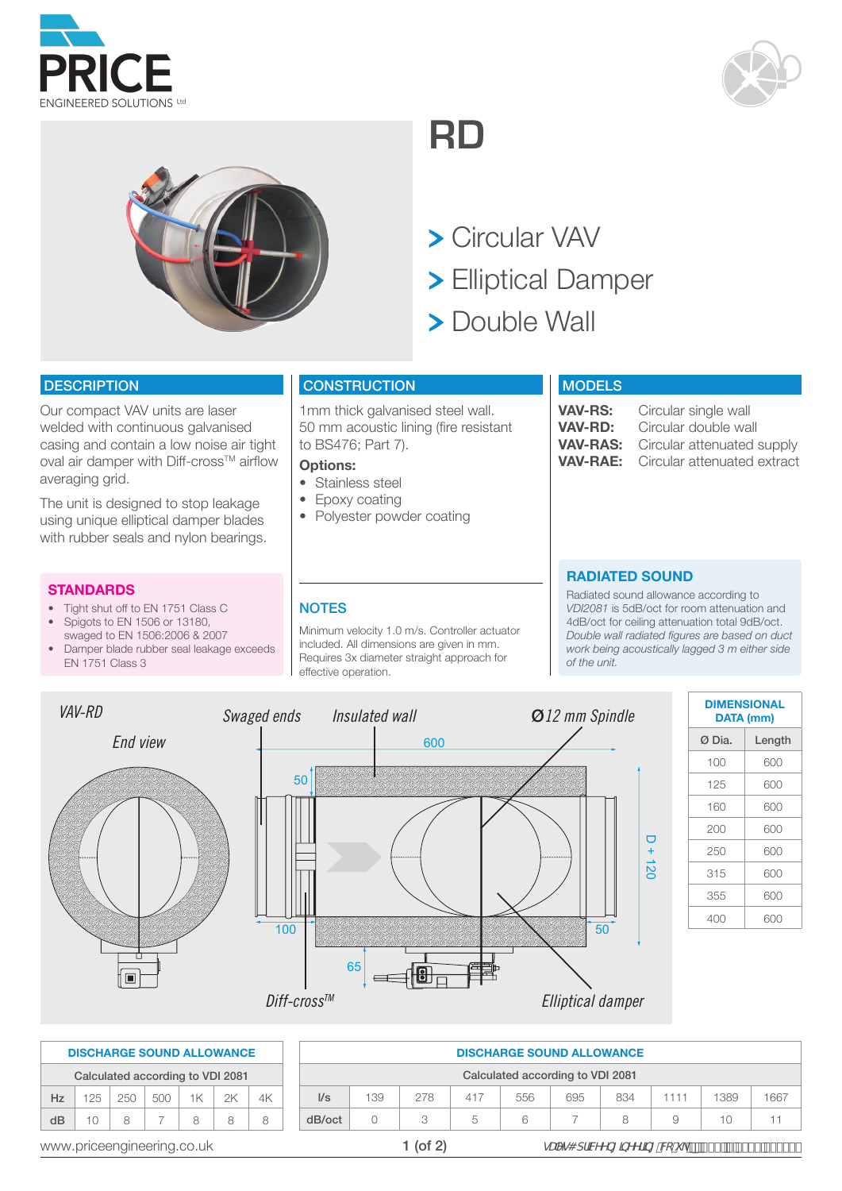PRICE ENGINEERED SOLUTIONS Ltd

# RD

> Circular VAV
> Elliptical Damper
> Double Wall

## DESCRIPTION

Our compact VAV units are laser welded with continuous galvanised casing and contain a low noise air tight oval air damper with Diff-cross™ airflow averaging grid.

The unit is designed to stop leakage using unique elliptical damper blades with rubber seals and nylon bearings.

## CONSTRUCTION

1mm thick galvanised steel wall. 50 mm acoustic lining (fire resistant to BS476; Part 7).

**Options:**

- Stainless steel
- Epoxy coating
- Polyester powder coating

## MODELS

| | |
|---|---|
| **VAV-RS:** | Circular single wall |
| **VAV-RD:** | Circular double wall |
| **VAV-RAS:** | Circular attenuated supply |
| **VAV-RAE:** | Circular attenuated extract |

## STANDARDS

- Tight shut off to EN 1751 Class C
- Spigots to EN 1506 or 13180, swaged to EN 1506:2006 & 2007
- Damper blade rubber seal leakage exceeds EN 1751 Class 3

## NOTES

Minimum velocity 1.0 m/s. Controller actuator included. All dimensions are given in mm. Requires 3x diameter straight approach for effective operation.

## RADIATED SOUND

Radiated sound allowance according to *VDI2081* is 5dB/oct for room attenuation and 4dB/oct for ceiling attenuation total 9dB/oct. *Double wall radiated figures are based on duct work being acoustically lagged 3 m either side of the unit.*

VAV-RD — End view — Swaged ends — Insulated wall — Ø12 mm Spindle — 600 — 50 — 100 — 50 — 65 — D + 120 — Diff-cross™ — Elliptical damper

| DIMENSIONAL DATA (mm) | |
|---|---|
| **Ø Dia.** | **Length** |
| 100 | 600 |
| 125 | 600 |
| 160 | 600 |
| 200 | 600 |
| 250 | 600 |
| 315 | 600 |
| 355 | 600 |
| 400 | 600 |

**DISCHARGE SOUND ALLOWANCE**

Calculated according to VDI 2081

| Hz | 125 | 250 | 500 | 1K | 2K | 4K |
|---|---|---|---|---|---|---|
| dB | 10 | 8 | 7 | 8 | 8 | 8 |

**DISCHARGE SOUND ALLOWANCE**

Calculated according to VDI 2081

| l/s | 139 | 278 | 417 | 556 | 695 | 834 | 1111 | 1389 | 1667 |
|---|---|---|---|---|---|---|---|---|---|
| dB/oct | 0 | 3 | 5 | 6 | 7 | 8 | 9 | 10 | 11 |

www.priceengineering.co.uk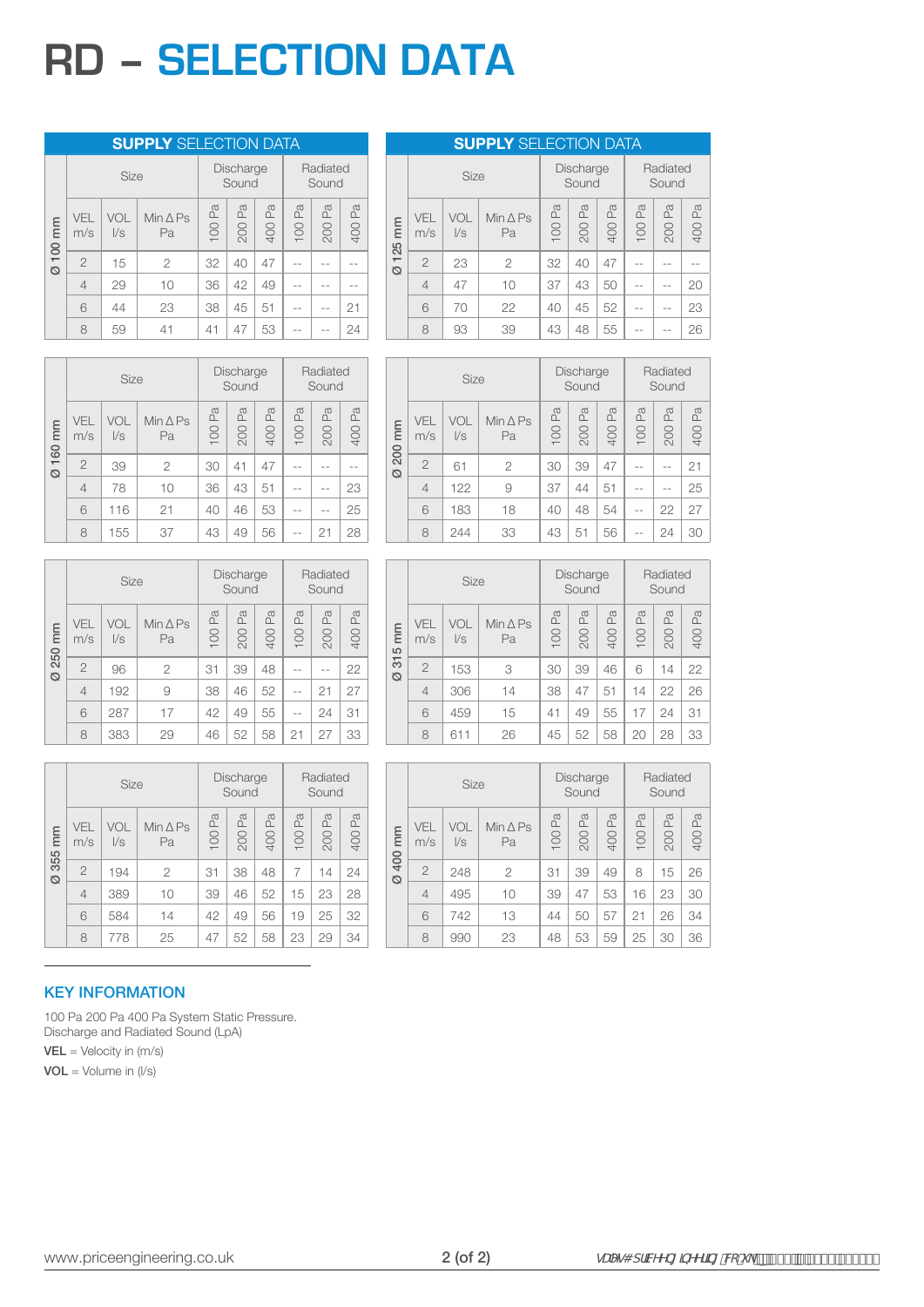# RD – SELECTION DATA

**SUPPLY** SELECTION DATA

| Ø 100 mm | Size | | | Discharge Sound | | | Radiated Sound | | |
|---|---|---|---|---|---|---|---|---|---|
| | VEL m/s | VOL l/s | Min Δ Ps Pa | 100 Pa | 200 Pa | 400 Pa | 100 Pa | 200 Pa | 400 Pa |
| | 2 | 15 | 2 | 32 | 40 | 47 | -- | -- | -- |
| | 4 | 29 | 10 | 36 | 42 | 49 | -- | -- | -- |
| | 6 | 44 | 23 | 38 | 45 | 51 | -- | -- | 21 |
| | 8 | 59 | 41 | 41 | 47 | 53 | -- | -- | 24 |

**SUPPLY** SELECTION DATA

| Ø 125 mm | Size | | | Discharge Sound | | | Radiated Sound | | |
|---|---|---|---|---|---|---|---|---|---|
| | VEL m/s | VOL l/s | Min Δ Ps Pa | 100 Pa | 200 Pa | 400 Pa | 100 Pa | 200 Pa | 400 Pa |
| | 2 | 23 | 2 | 32 | 40 | 47 | -- | -- | -- |
| | 4 | 47 | 10 | 37 | 43 | 50 | -- | -- | 20 |
| | 6 | 70 | 22 | 40 | 45 | 52 | -- | -- | 23 |
| | 8 | 93 | 39 | 43 | 48 | 55 | -- | -- | 26 |

| Ø 160 mm | Size | | | Discharge Sound | | | Radiated Sound | | |
|---|---|---|---|---|---|---|---|---|---|
| | VEL m/s | VOL l/s | Min Δ Ps Pa | 100 Pa | 200 Pa | 400 Pa | 100 Pa | 200 Pa | 400 Pa |
| | 2 | 39 | 2 | 30 | 41 | 47 | -- | -- | -- |
| | 4 | 78 | 10 | 36 | 43 | 51 | -- | -- | 23 |
| | 6 | 116 | 21 | 40 | 46 | 53 | -- | -- | 25 |
| | 8 | 155 | 37 | 43 | 49 | 56 | -- | 21 | 28 |

| Ø 200 mm | Size | | | Discharge Sound | | | Radiated Sound | | |
|---|---|---|---|---|---|---|---|---|---|
| | VEL m/s | VOL l/s | Min Δ Ps Pa | 100 Pa | 200 Pa | 400 Pa | 100 Pa | 200 Pa | 400 Pa |
| | 2 | 61 | 2 | 30 | 39 | 47 | -- | -- | 21 |
| | 4 | 122 | 9 | 37 | 44 | 51 | -- | -- | 25 |
| | 6 | 183 | 18 | 40 | 48 | 54 | -- | 22 | 27 |
| | 8 | 244 | 33 | 43 | 51 | 56 | -- | 24 | 30 |

| Ø 250 mm | Size | | | Discharge Sound | | | Radiated Sound | | |
|---|---|---|---|---|---|---|---|---|---|
| | VEL m/s | VOL l/s | Min Δ Ps Pa | 100 Pa | 200 Pa | 400 Pa | 100 Pa | 200 Pa | 400 Pa |
| | 2 | 96 | 2 | 31 | 39 | 48 | -- | -- | 22 |
| | 4 | 192 | 9 | 38 | 46 | 52 | -- | 21 | 27 |
| | 6 | 287 | 17 | 42 | 49 | 55 | -- | 24 | 31 |
| | 8 | 383 | 29 | 46 | 52 | 58 | 21 | 27 | 33 |

| Ø 315 mm | Size | | | Discharge Sound | | | Radiated Sound | | |
|---|---|---|---|---|---|---|---|---|---|
| | VEL m/s | VOL l/s | Min Δ Ps Pa | 100 Pa | 200 Pa | 400 Pa | 100 Pa | 200 Pa | 400 Pa |
| | 2 | 153 | 3 | 30 | 39 | 46 | 6 | 14 | 22 |
| | 4 | 306 | 14 | 38 | 47 | 51 | 14 | 22 | 26 |
| | 6 | 459 | 15 | 41 | 49 | 55 | 17 | 24 | 31 |
| | 8 | 611 | 26 | 45 | 52 | 58 | 20 | 28 | 33 |

| Ø 355 mm | Size | | | Discharge Sound | | | Radiated Sound | | |
|---|---|---|---|---|---|---|---|---|---|
| | VEL m/s | VOL l/s | Min Δ Ps Pa | 100 Pa | 200 Pa | 400 Pa | 100 Pa | 200 Pa | 400 Pa |
| | 2 | 194 | 2 | 31 | 38 | 48 | 7 | 14 | 24 |
| | 4 | 389 | 10 | 39 | 46 | 52 | 15 | 23 | 28 |
| | 6 | 584 | 14 | 42 | 49 | 56 | 19 | 25 | 32 |
| | 8 | 778 | 25 | 47 | 52 | 58 | 23 | 29 | 34 |

| Ø 400 mm | Size | | | Discharge Sound | | | Radiated Sound | | |
|---|---|---|---|---|---|---|---|---|---|
| | VEL m/s | VOL l/s | Min Δ Ps Pa | 100 Pa | 200 Pa | 400 Pa | 100 Pa | 200 Pa | 400 Pa |
| | 2 | 248 | 2 | 31 | 39 | 49 | 8 | 15 | 26 |
| | 4 | 495 | 10 | 39 | 47 | 53 | 16 | 23 | 30 |
| | 6 | 742 | 13 | 44 | 50 | 57 | 21 | 26 | 34 |
| | 8 | 990 | 23 | 48 | 53 | 59 | 25 | 30 | 36 |

## KEY INFORMATION

100 Pa 200 Pa 400 Pa System Static Pressure.
Discharge and Radiated Sound (LpA)

**VEL** = Velocity in (m/s)

**VOL** = Volume in (l/s)

www.priceengineering.co.uk